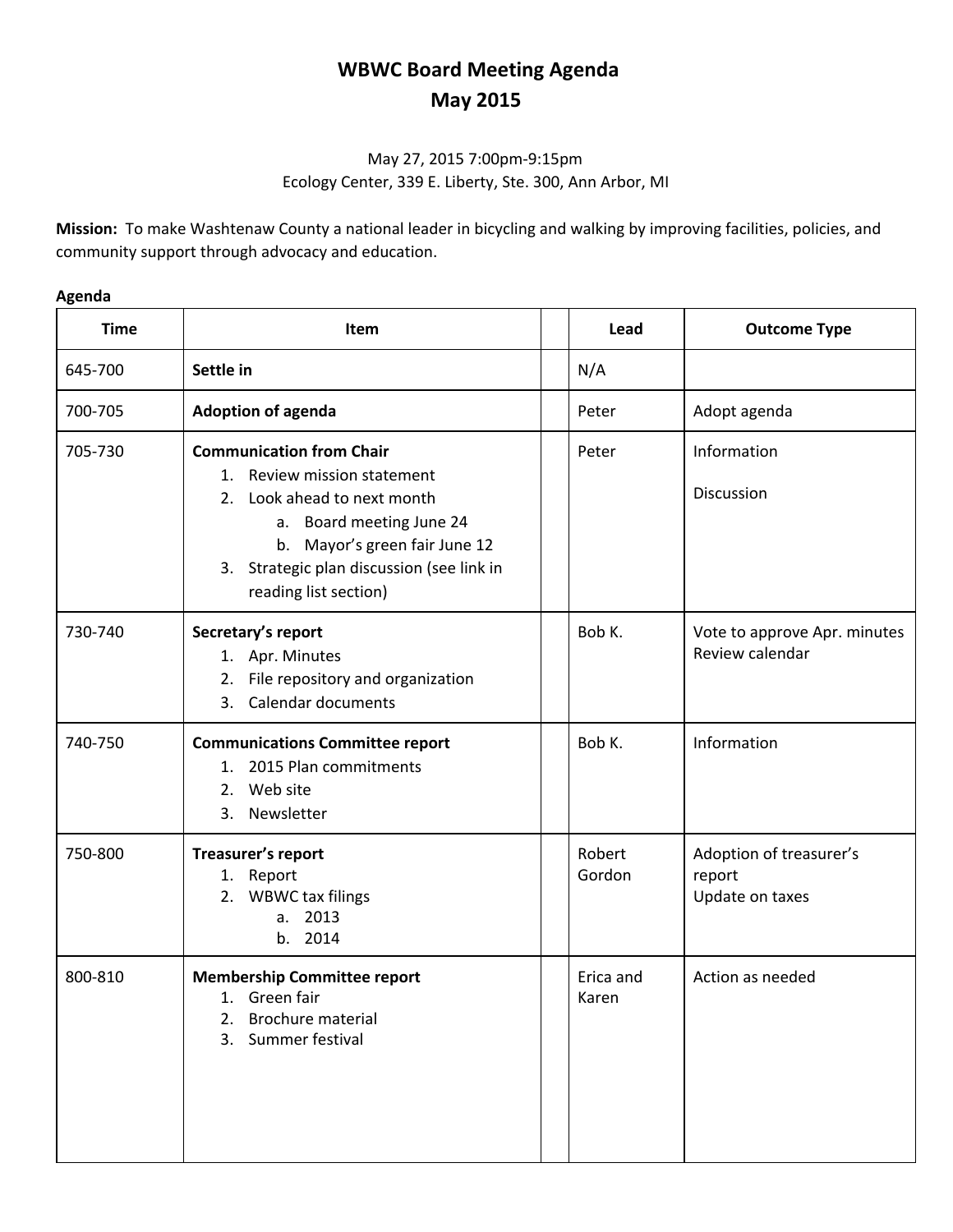# WBWC Board Meeting Agenda
## May 2015

May 27, 2015 7:00pm-9:15pm
Ecology Center, 339 E. Liberty, Ste. 300, Ann Arbor, MI

**Mission:** To make Washtenaw County a national leader in bicycling and walking by improving facilities, policies, and community support through advocacy and education.

**Agenda**

| Time | Item | | Lead | Outcome Type |
|---|---|---|---|---|
| 645-700 | **Settle in** | | N/A | |
| 700-705 | **Adoption of agenda** | | Peter | Adopt agenda |
| 705-730 | **Communication from Chair**<br>1. Review mission statement<br>2. Look ahead to next month<br>&nbsp;&nbsp;&nbsp;a. Board meeting June 24<br>&nbsp;&nbsp;&nbsp;b. Mayor's green fair June 12<br>3. Strategic plan discussion (see link in reading list section) | | Peter | Information<br><br>Discussion |
| 730-740 | **Secretary's report**<br>1. Apr. Minutes<br>2. File repository and organization<br>3. Calendar documents | | Bob K. | Vote to approve Apr. minutes<br>Review calendar |
| 740-750 | **Communications Committee report**<br>1. 2015 Plan commitments<br>2. Web site<br>3. Newsletter | | Bob K. | Information |
| 750-800 | **Treasurer's report**<br>1. Report<br>2. WBWC tax filings<br>&nbsp;&nbsp;&nbsp;a. 2013<br>&nbsp;&nbsp;&nbsp;b. 2014 | | Robert Gordon | Adoption of treasurer's report<br>Update on taxes |
| 800-810 | **Membership Committee report**<br>1. Green fair<br>2. Brochure material<br>3. Summer festival | | Erica and Karen | Action as needed |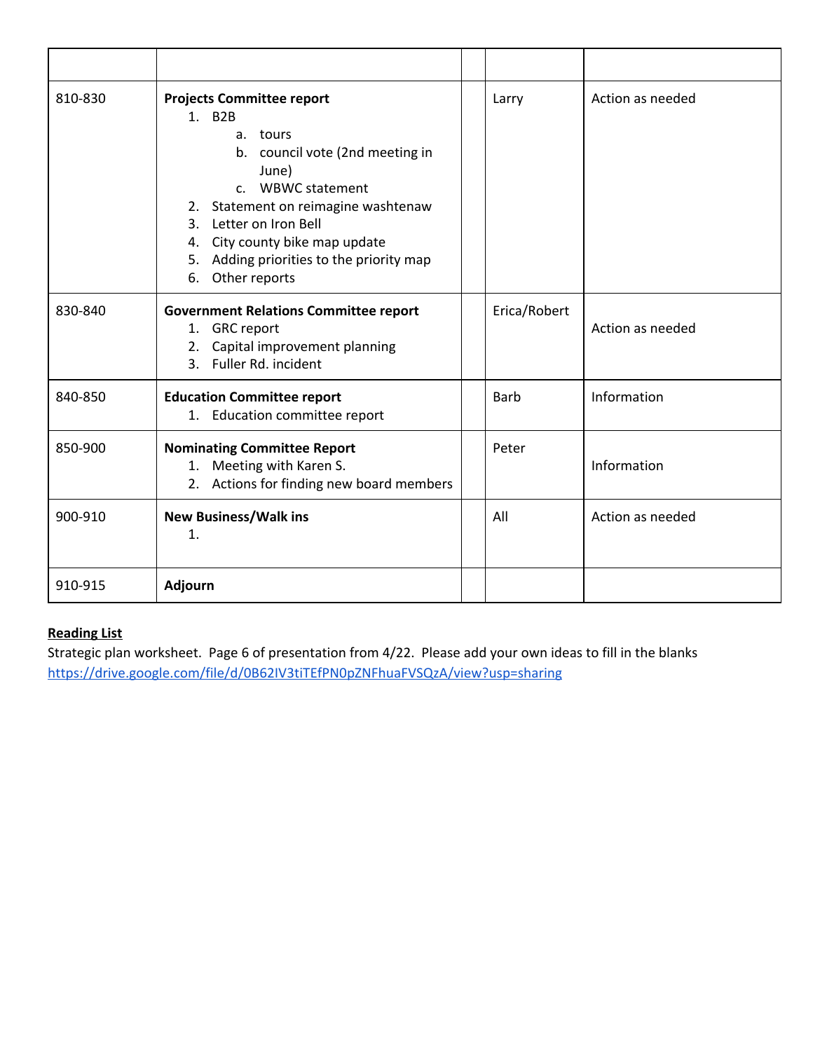| | | | | |
|---|---|---|---|---|
| 810-830 | **Projects Committee report**<br>1. B2B<br>a. tours<br>b. council vote (2nd meeting in June)<br>c. WBWC statement<br>2. Statement on reimagine washtenaw<br>3. Letter on Iron Bell<br>4. City county bike map update<br>5. Adding priorities to the priority map<br>6. Other reports | | Larry | Action as needed |
| 830-840 | **Government Relations Committee report**<br>1. GRC report<br>2. Capital improvement planning<br>3. Fuller Rd. incident | | Erica/Robert | Action as needed |
| 840-850 | **Education Committee report**<br>1. Education committee report | | Barb | Information |
| 850-900 | **Nominating Committee Report**<br>1. Meeting with Karen S.<br>2. Actions for finding new board members | | Peter | Information |
| 900-910 | **New Business/Walk ins**<br>1. | | All | Action as needed |
| 910-915 | **Adjourn** | | | |

**Reading List**

Strategic plan worksheet. Page 6 of presentation from 4/22. Please add your own ideas to fill in the blanks
https://drive.google.com/file/d/0B62IV3tiTEfPN0pZNFhuaFVSQzA/view?usp=sharing